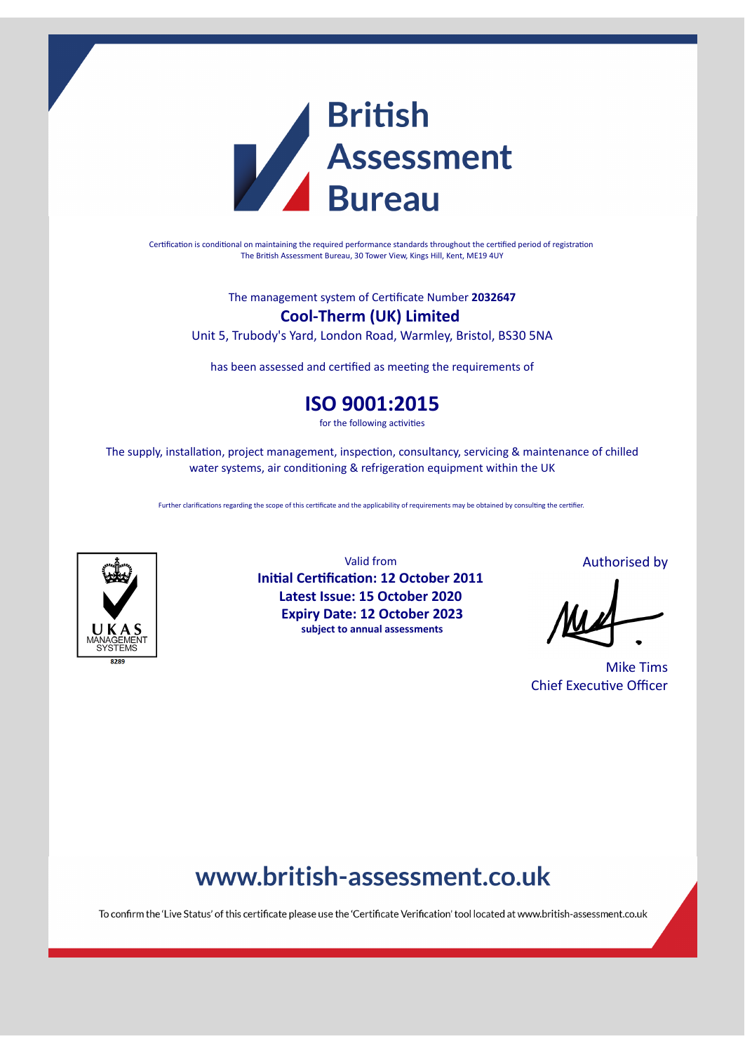# British Assessment Bureau

Certification is conditional on maintaining the required performance standards throughout the certified period of registration
The British Assessment Bureau, 30 Tower View, Kings Hill, Kent, ME19 4UY

The management system of Certificate Number **2032647**

## Cool-Therm (UK) Limited

Unit 5, Trubody's Yard, London Road, Warmley, Bristol, BS30 5NA

has been assessed and certified as meeting the requirements of

## ISO 9001:2015

for the following activities

The supply, installation, project management, inspection, consultancy, servicing & maintenance of chilled water systems, air conditioning & refrigeration equipment within the UK

Further clarifications regarding the scope of this certificate and the applicability of requirements may be obtained by consulting the certifier.

UKAS MANAGEMENT SYSTEMS
8289

Valid from
**Initial Certification: 12 October 2011**
**Latest Issue: 15 October 2020**
**Expiry Date: 12 October 2023**
**subject to annual assessments**

Authorised by

Mike Tims
Chief Executive Officer

## www.british-assessment.co.uk

To confirm the 'Live Status' of this certificate please use the 'Certificate Verification' tool located at www.british-assessment.co.uk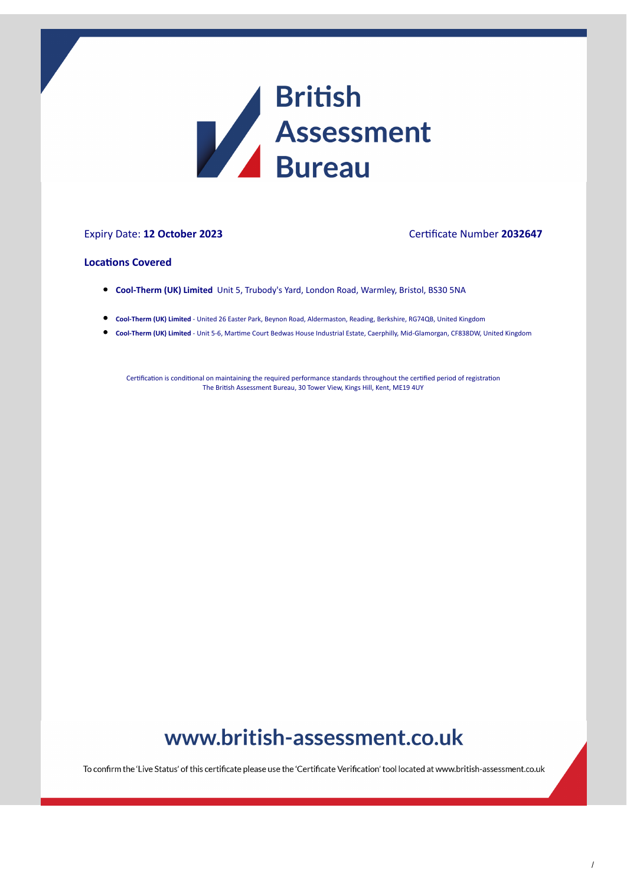# British Assessment Bureau

Expiry Date: **12 October 2023**

Certificate Number **2032647**

**Locations Covered**

- **Cool-Therm (UK) Limited** Unit 5, Trubody's Yard, London Road, Warmley, Bristol, BS30 5NA
- **Cool-Therm (UK) Limited** - United 26 Easter Park, Beynon Road, Aldermaston, Reading, Berkshire, RG74QB, United Kingdom
- **Cool-Therm (UK) Limited** - Unit 5-6, Martime Court Bedwas House Industrial Estate, Caerphilly, Mid-Glamorgan, CF838DW, United Kingdom

Certification is conditional on maintaining the required performance standards throughout the certified period of registration
The British Assessment Bureau, 30 Tower View, Kings Hill, Kent, ME19 4UY

## www.british-assessment.co.uk

To confirm the 'Live Status' of this certificate please use the 'Certificate Verification' tool located at www.british-assessment.co.uk